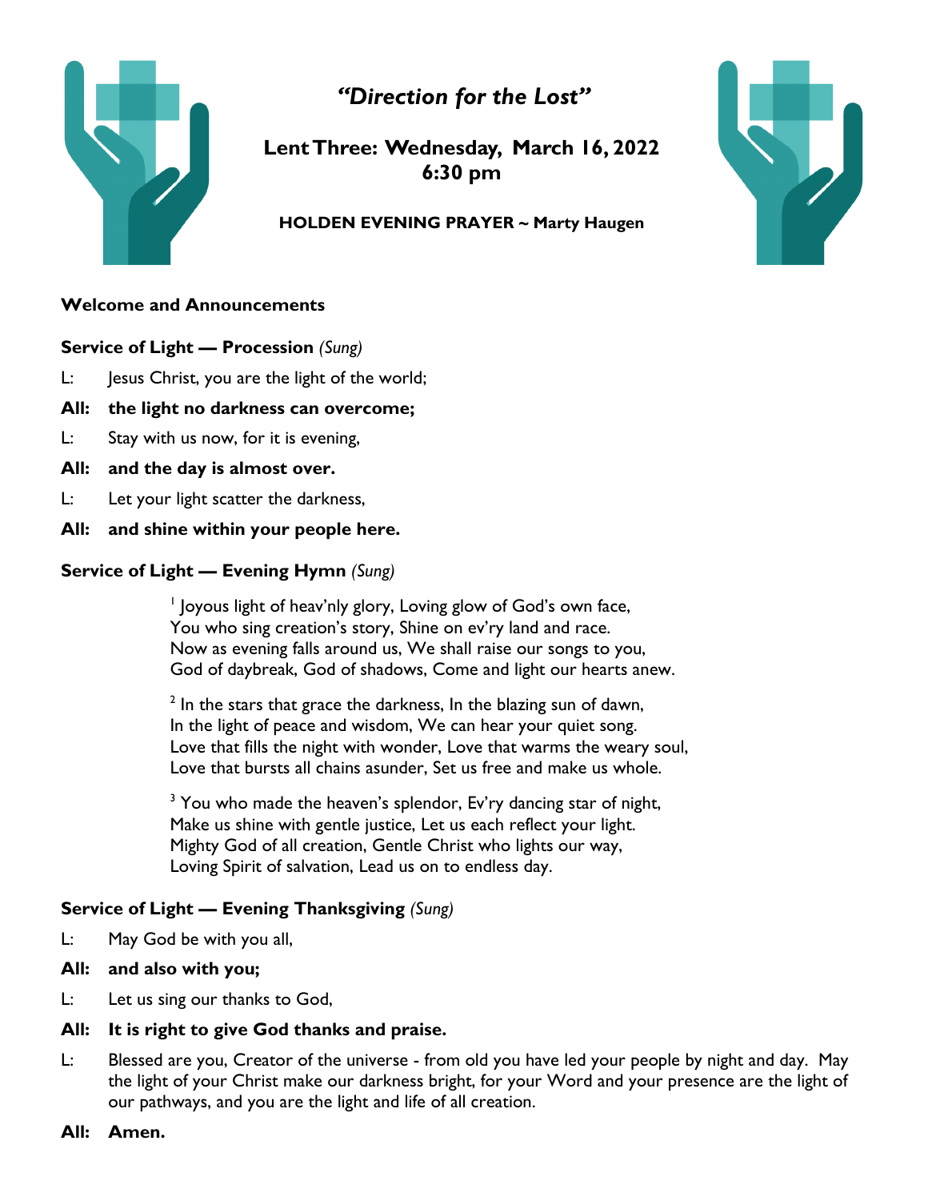# *"Direction for the Lost"*

## Lent Three: Wednesday, March 16, 2022
## 6:30 pm

**HOLDEN EVENING PRAYER ~ Marty Haugen**

**Welcome and Announcements**

**Service of Light — Procession** *(Sung)*

L: Jesus Christ, you are the light of the world;

**All: the light no darkness can overcome;**

L: Stay with us now, for it is evening,

**All: and the day is almost over.**

L: Let your light scatter the darkness,

**All: and shine within your people here.**

**Service of Light — Evening Hymn** *(Sung)*

[1] Joyous light of heav'nly glory, Loving glow of God's own face,
You who sing creation's story, Shine on ev'ry land and race.
Now as evening falls around us, We shall raise our songs to you,
God of daybreak, God of shadows, Come and light our hearts anew.

[2] In the stars that grace the darkness, In the blazing sun of dawn,
In the light of peace and wisdom, We can hear your quiet song.
Love that fills the night with wonder, Love that warms the weary soul,
Love that bursts all chains asunder, Set us free and make us whole.

[3] You who made the heaven's splendor, Ev'ry dancing star of night,
Make us shine with gentle justice, Let us each reflect your light.
Mighty God of all creation, Gentle Christ who lights our way,
Loving Spirit of salvation, Lead us on to endless day.

**Service of Light — Evening Thanksgiving** *(Sung)*

L: May God be with you all,

**All: and also with you;**

L: Let us sing our thanks to God,

**All: It is right to give God thanks and praise.**

L: Blessed are you, Creator of the universe - from old you have led your people by night and day. May the light of your Christ make our darkness bright, for your Word and your presence are the light of our pathways, and you are the light and life of all creation.

**All: Amen.**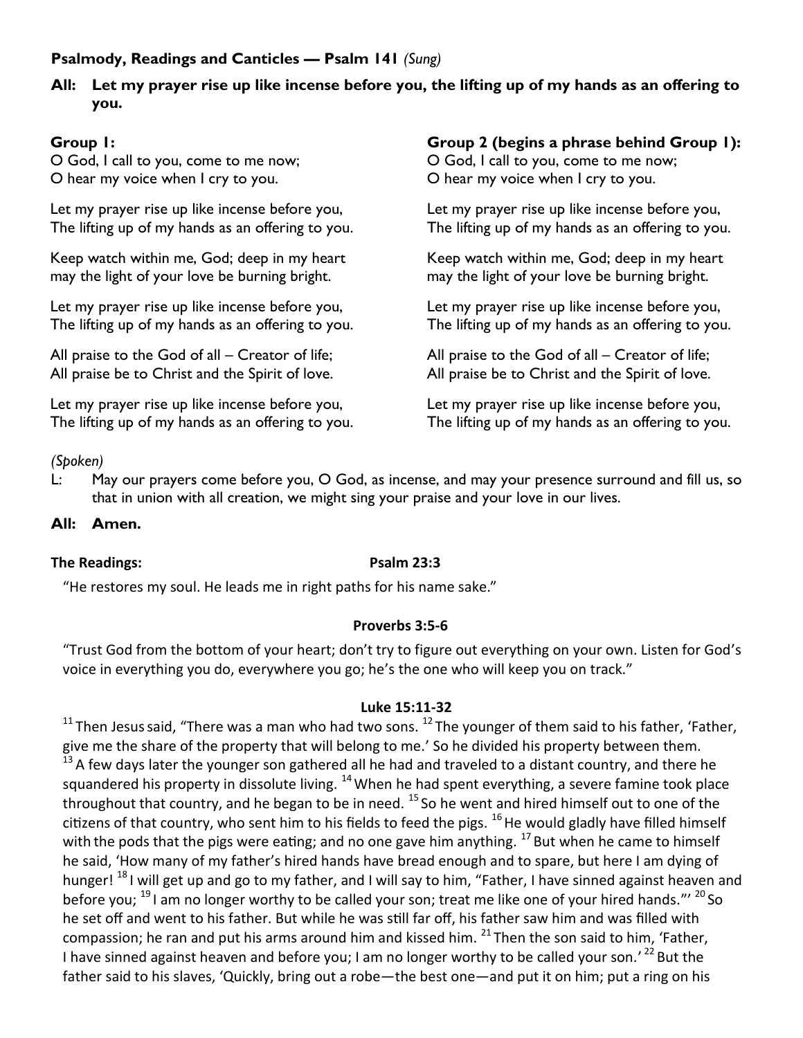**Psalmody, Readings and Canticles — Psalm 141** *(Sung)*

**All: Let my prayer rise up like incense before you, the lifting up of my hands as an offering to you.**

**Group 1:**
O God, I call to you, come to me now;
O hear my voice when I cry to you.

Let my prayer rise up like incense before you,
The lifting up of my hands as an offering to you.

Keep watch within me, God; deep in my heart
may the light of your love be burning bright.

Let my prayer rise up like incense before you,
The lifting up of my hands as an offering to you.

All praise to the God of all – Creator of life;
All praise be to Christ and the Spirit of love.

Let my prayer rise up like incense before you,
The lifting up of my hands as an offering to you.

**Group 2 (begins a phrase behind Group 1):**
O God, I call to you, come to me now;
O hear my voice when I cry to you.

Let my prayer rise up like incense before you,
The lifting up of my hands as an offering to you.

Keep watch within me, God; deep in my heart
may the light of your love be burning bright.

Let my prayer rise up like incense before you,
The lifting up of my hands as an offering to you.

All praise to the God of all – Creator of life;
All praise be to Christ and the Spirit of love.

Let my prayer rise up like incense before you,
The lifting up of my hands as an offering to you.

*(Spoken)*

L: May our prayers come before you, O God, as incense, and may your presence surround and fill us, so that in union with all creation, we might sing your praise and your love in our lives.

**All: Amen.**

**The Readings: Psalm 23:3**

"He restores my soul. He leads me in right paths for his name sake."

**Proverbs 3:5-6**

"Trust God from the bottom of your heart; don't try to figure out everything on your own. Listen for God's voice in everything you do, everywhere you go; he's the one who will keep you on track."

**Luke 15:11-32**

[11] Then Jesus said, "There was a man who had two sons. [12] The younger of them said to his father, 'Father, give me the share of the property that will belong to me.' So he divided his property between them. [13] A few days later the younger son gathered all he had and traveled to a distant country, and there he squandered his property in dissolute living. [14] When he had spent everything, a severe famine took place throughout that country, and he began to be in need. [15] So he went and hired himself out to one of the citizens of that country, who sent him to his fields to feed the pigs. [16] He would gladly have filled himself with the pods that the pigs were eating; and no one gave him anything. [17] But when he came to himself he said, 'How many of my father's hired hands have bread enough and to spare, but here I am dying of hunger! [18] I will get up and go to my father, and I will say to him, "Father, I have sinned against heaven and before you; [19] I am no longer worthy to be called your son; treat me like one of your hired hands."' [20] So he set off and went to his father. But while he was still far off, his father saw him and was filled with compassion; he ran and put his arms around him and kissed him. [21] Then the son said to him, 'Father, I have sinned against heaven and before you; I am no longer worthy to be called your son.' [22] But the father said to his slaves, 'Quickly, bring out a robe—the best one—and put it on him; put a ring on his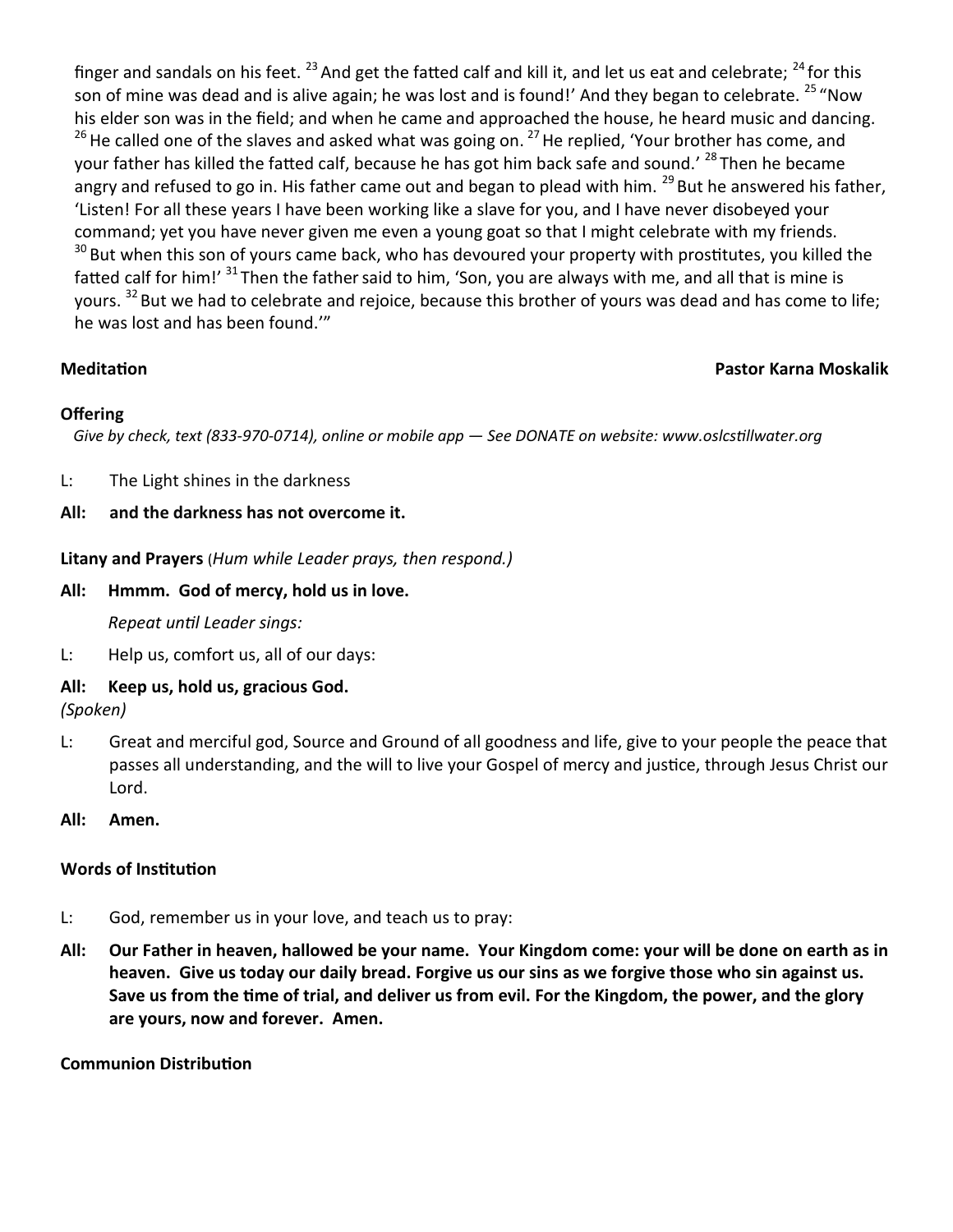finger and sandals on his feet. [23] And get the fatted calf and kill it, and let us eat and celebrate; [24] for this son of mine was dead and is alive again; he was lost and is found!' And they began to celebrate. [25] "Now his elder son was in the field; and when he came and approached the house, he heard music and dancing. [26] He called one of the slaves and asked what was going on. [27] He replied, 'Your brother has come, and your father has killed the fatted calf, because he has got him back safe and sound.' [28] Then he became angry and refused to go in. His father came out and began to plead with him. [29] But he answered his father, 'Listen! For all these years I have been working like a slave for you, and I have never disobeyed your command; yet you have never given me even a young goat so that I might celebrate with my friends. [30] But when this son of yours came back, who has devoured your property with prostitutes, you killed the fatted calf for him!' [31] Then the father said to him, 'Son, you are always with me, and all that is mine is yours. [32] But we had to celebrate and rejoice, because this brother of yours was dead and has come to life; he was lost and has been found.'"

**Meditation** **Pastor Karna Moskalik**

**Offering**

*Give by check, text (833-970-0714), online or mobile app — See DONATE on website: www.oslcstillwater.org*

L: The Light shines in the darkness

**All: and the darkness has not overcome it.**

**Litany and Prayers** (*Hum while Leader prays, then respond.)*

**All: Hmmm. God of mercy, hold us in love.**

*Repeat until Leader sings:*

L: Help us, comfort us, all of our days:

**All: Keep us, hold us, gracious God.**

*(Spoken)*

L: Great and merciful god, Source and Ground of all goodness and life, give to your people the peace that passes all understanding, and the will to live your Gospel of mercy and justice, through Jesus Christ our Lord.

**All: Amen.**

**Words of Institution**

L: God, remember us in your love, and teach us to pray:

**All: Our Father in heaven, hallowed be your name. Your Kingdom come: your will be done on earth as in heaven. Give us today our daily bread. Forgive us our sins as we forgive those who sin against us. Save us from the time of trial, and deliver us from evil. For the Kingdom, the power, and the glory are yours, now and forever. Amen.**

**Communion Distribution**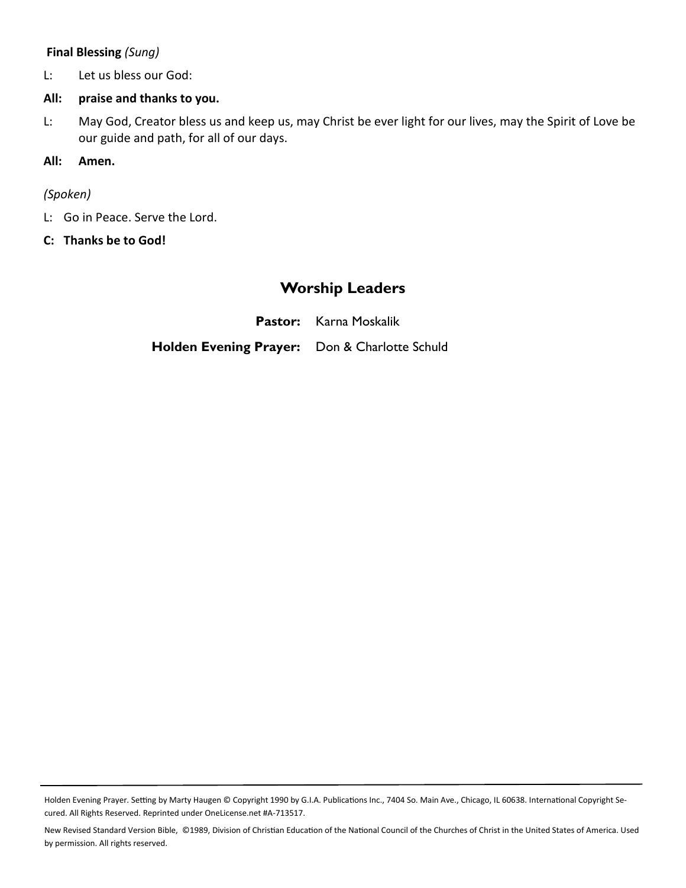**Final Blessing** *(Sung)*

L: Let us bless our God:

**All: praise and thanks to you.**

L: May God, Creator bless us and keep us, may Christ be ever light for our lives, may the Spirit of Love be our guide and path, for all of our days.

**All: Amen.**

*(Spoken)*

L: Go in Peace. Serve the Lord.

**C: Thanks be to God!**

## Worship Leaders

**Pastor:** Karna Moskalik

**Holden Evening Prayer:** Don & Charlotte Schuld

---

Holden Evening Prayer. Setting by Marty Haugen © Copyright 1990 by G.I.A. Publications Inc., 7404 So. Main Ave., Chicago, IL 60638. International Copyright Secured. All Rights Reserved. Reprinted under OneLicense.net #A-713517.

New Revised Standard Version Bible, ©1989, Division of Christian Education of the National Council of the Churches of Christ in the United States of America. Used by permission. All rights reserved.